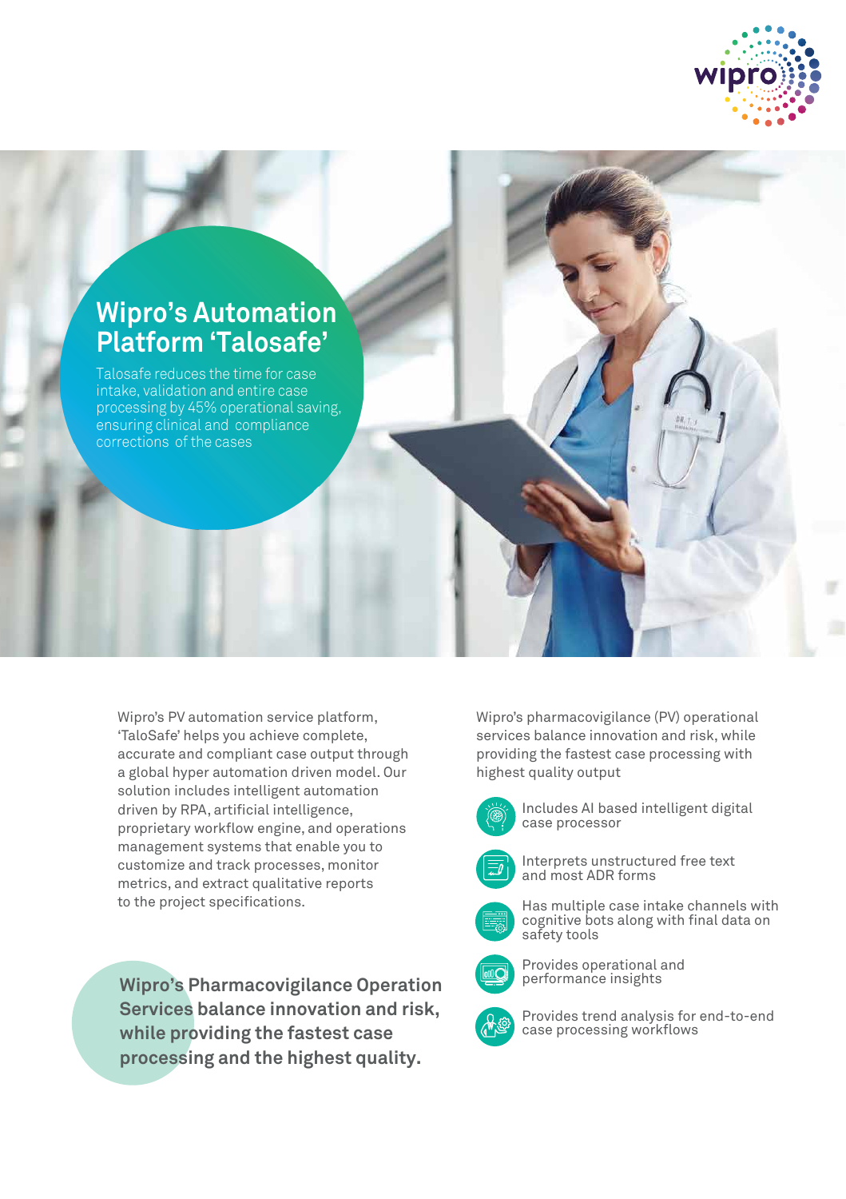# Wipro's Automation Platform 'Talosafe'

Talosafe reduces the time for case intake, validation and entire case processing by 45% operational saving, ensuring clinical and compliance corrections of the cases

Wipro's PV automation service platform, 'TaloSafe' helps you achieve complete, accurate and compliant case output through a global hyper automation driven model. Our solution includes intelligent automation driven by RPA, artificial intelligence, proprietary workflow engine, and operations management systems that enable you to customize and track processes, monitor metrics, and extract qualitative reports to the project specifications.

**Wipro's Pharmacovigilance Operation Services balance innovation and risk, while providing the fastest case processing and the highest quality.**

Wipro's pharmacovigilance (PV) operational services balance innovation and risk, while providing the fastest case processing with highest quality output

- Includes AI based intelligent digital case processor
- Interprets unstructured free text and most ADR forms
- Has multiple case intake channels with cognitive bots along with final data on safety tools
- Provides operational and performance insights
- Provides trend analysis for end-to-end case processing workflows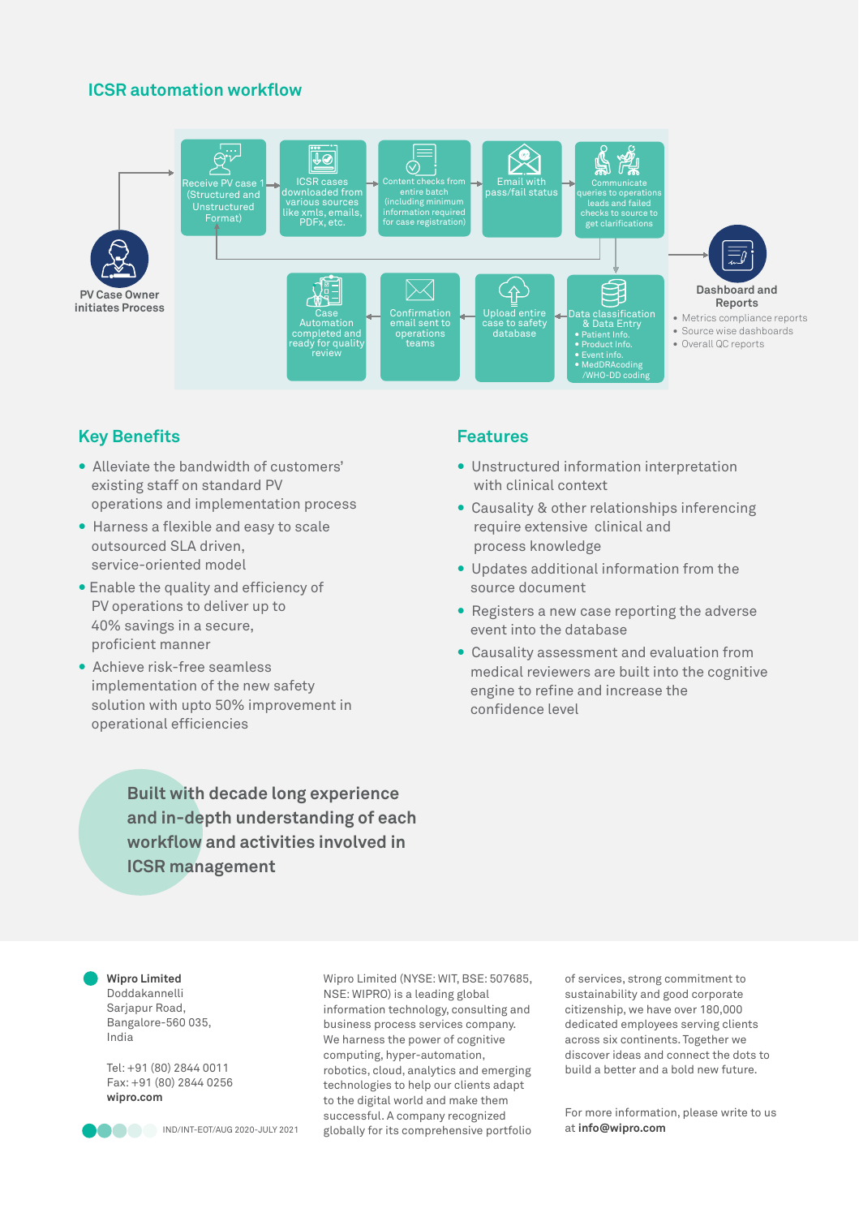## ICSR automation workflow

PV Case Owner initiates Process

Receive PV case 1 (Structured and Unstructured Format)

ICSR cases downloaded from various sources like xmls, emails, PDFx, etc.

Content checks from entire batch (including minimum information required for case registration)

Email with pass/fail status

Communicate queries to operations leads and failed checks to source to get clarifications

Data classification & Data Entry
- Patient Info.
- Product Info.
- Event info.
- MedDRAcoding /WHO-DD coding

Upload entire case to safety database

Confirmation email sent to operations teams

Case Automation completed and ready for quality review

Dashboard and Reports
- Metrics compliance reports
- Source wise dashboards
- Overall QC reports

## Key Benefits

- Alleviate the bandwidth of customers' existing staff on standard PV operations and implementation process
- Harness a flexible and easy to scale outsourced SLA driven, service-oriented model
- Enable the quality and efficiency of PV operations to deliver up to 40% savings in a secure, proficient manner
- Achieve risk-free seamless implementation of the new safety solution with upto 50% improvement in operational efficiencies

## Features

- Unstructured information interpretation with clinical context
- Causality & other relationships inferencing require extensive clinical and process knowledge
- Updates additional information from the source document
- Registers a new case reporting the adverse event into the database
- Causality assessment and evaluation from medical reviewers are built into the cognitive engine to refine and increase the confidence level

**Built with decade long experience and in-depth understanding of each workflow and activities involved in ICSR management**

**Wipro Limited**
Doddakannelli
Sarjapur Road,
Bangalore-560 035,
India

Tel: +91 (80) 2844 0011
Fax: +91 (80) 2844 0256
**wipro.com**

IND/INT-EOT/AUG 2020-JULY 2021

Wipro Limited (NYSE: WIT, BSE: 507685, NSE: WIPRO) is a leading global information technology, consulting and business process services company. We harness the power of cognitive computing, hyper-automation, robotics, cloud, analytics and emerging technologies to help our clients adapt to the digital world and make them successful. A company recognized globally for its comprehensive portfolio of services, strong commitment to sustainability and good corporate citizenship, we have over 180,000 dedicated employees serving clients across six continents. Together we discover ideas and connect the dots to build a better and a bold new future.

For more information, please write to us at **info@wipro.com**